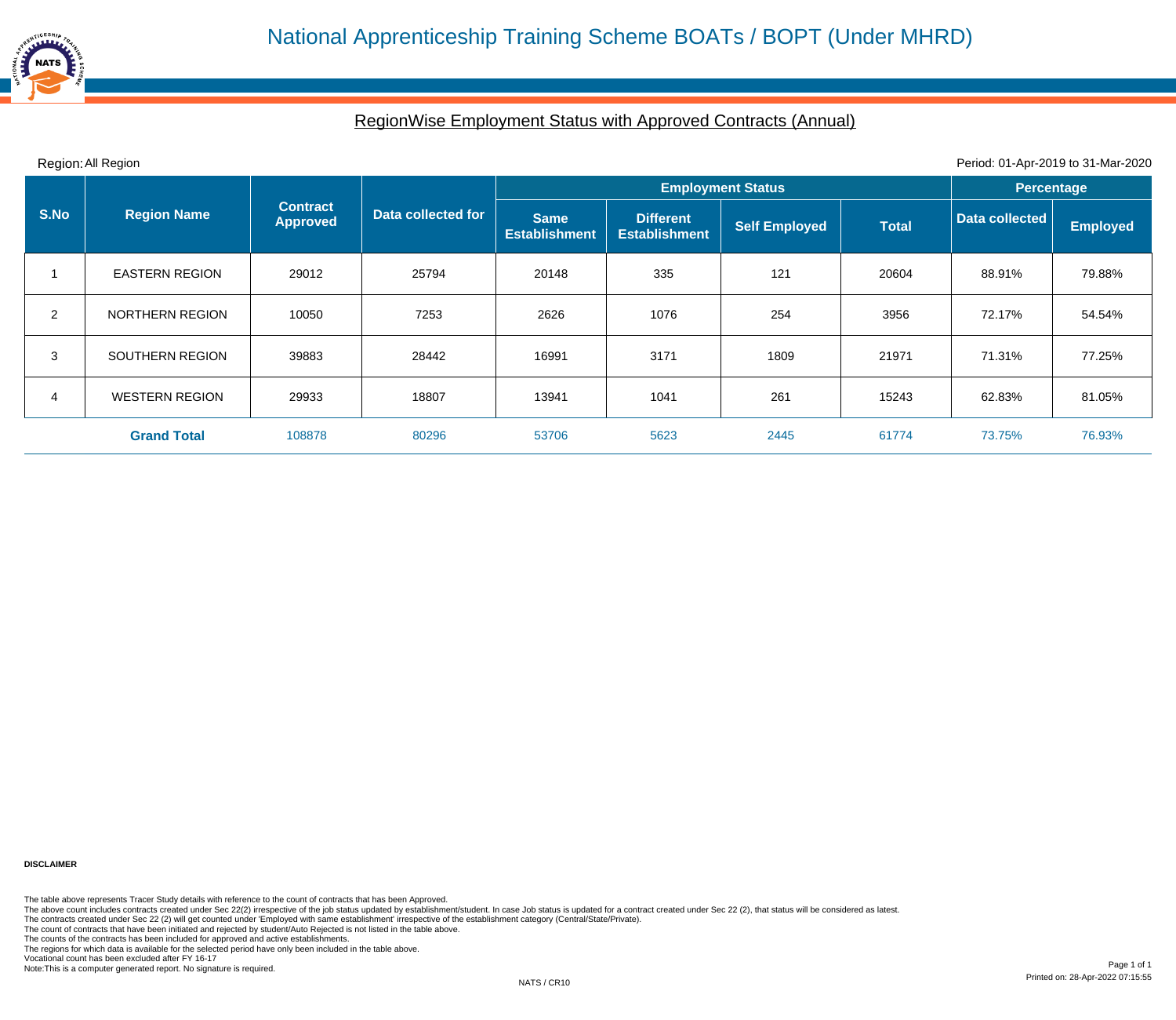# National Apprenticeship Training Scheme BOATs / BOPT (Under MHRD)

## RegionWise Employment Status with Approved Contracts (Annual)

Region: All Region

Period: 01-Apr-2019 to 31-Mar-2020

| S.No | Region Name | Contract Approved | Data collected for | Employment Status | | | | Percentage | |
|---|---|---|---|---|---|---|---|---|---|
| | | | | Same Establishment | Different Establishment | Self Employed | Total | Data collected | Employed |
| 1 | EASTERN REGION | 29012 | 25794 | 20148 | 335 | 121 | 20604 | 88.91% | 79.88% |
| 2 | NORTHERN REGION | 10050 | 7253 | 2626 | 1076 | 254 | 3956 | 72.17% | 54.54% |
| 3 | SOUTHERN REGION | 39883 | 28442 | 16991 | 3171 | 1809 | 21971 | 71.31% | 77.25% |
| 4 | WESTERN REGION | 29933 | 18807 | 13941 | 1041 | 261 | 15243 | 62.83% | 81.05% |
| | **Grand Total** | 108878 | 80296 | 53706 | 5623 | 2445 | 61774 | 73.75% | 76.93% |

**DISCLAIMER**

The table above represents Tracer Study details with reference to the count of contracts that has been Approved.
The above count includes contracts created under Sec 22(2) irrespective of the job status updated by establishment/student. In case Job status is updated for a contract created under Sec 22 (2), that status will be considered as latest.
The contracts created under Sec 22 (2) will get counted under 'Employed with same establishment' irrespective of the establishment category (Central/State/Private).
The count of contracts that have been initiated and rejected by student/Auto Rejected is not listed in the table above.
The counts of the contracts has been included for approved and active establishments.
The regions for which data is available for the selected period have only been included in the table above.
Vocational count has been excluded after FY 16-17
Note:This is a computer generated report. No signature is required.

NATS / CR10

Printed on: 28-Apr-2022 07:15:55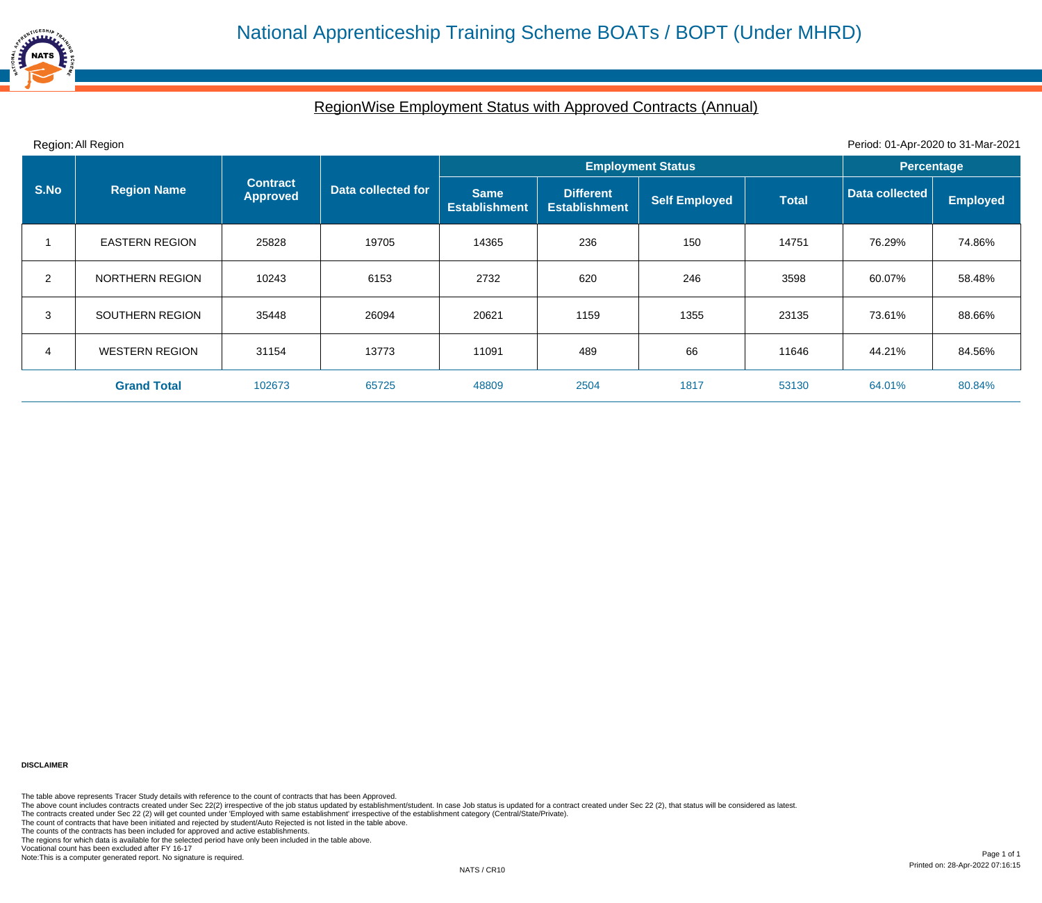# National Apprenticeship Training Scheme BOATs / BOPT (Under MHRD)

## RegionWise Employment Status with Approved Contracts (Annual)

Region: All Region

Period: 01-Apr-2020 to 31-Mar-2021

| S.No | Region Name | Contract Approved | Data collected for | Employment Status | | | | Percentage | |
|---|---|---|---|---|---|---|---|---|---|
| | | | | Same Establishment | Different Establishment | Self Employed | Total | Data collected | Employed |
| 1 | EASTERN REGION | 25828 | 19705 | 14365 | 236 | 150 | 14751 | 76.29% | 74.86% |
| 2 | NORTHERN REGION | 10243 | 6153 | 2732 | 620 | 246 | 3598 | 60.07% | 58.48% |
| 3 | SOUTHERN REGION | 35448 | 26094 | 20621 | 1159 | 1355 | 23135 | 73.61% | 88.66% |
| 4 | WESTERN REGION | 31154 | 13773 | 11091 | 489 | 66 | 11646 | 44.21% | 84.56% |
| | **Grand Total** | 102673 | 65725 | 48809 | 2504 | 1817 | 53130 | 64.01% | 80.84% |

**DISCLAIMER**

The table above represents Tracer Study details with reference to the count of contracts that has been Approved.
The above count includes contracts created under Sec 22(2) irrespective of the job status updated by establishment/student. In case Job status is updated for a contract created under Sec 22 (2), that status will be considered as latest.
The contracts created under Sec 22 (2) will get counted under 'Employed with same establishment' irrespective of the establishment category (Central/State/Private).
The count of contracts that have been initiated and rejected by student/Auto Rejected is not listed in the table above.
The counts of the contracts has been included for approved and active establishments.
The regions for which data is available for the selected period have only been included in the table above.
Vocational count has been excluded after FY 16-17
Note:This is a computer generated report. No signature is required.

Printed on: 28-Apr-2022 07:16:15

NATS / CR10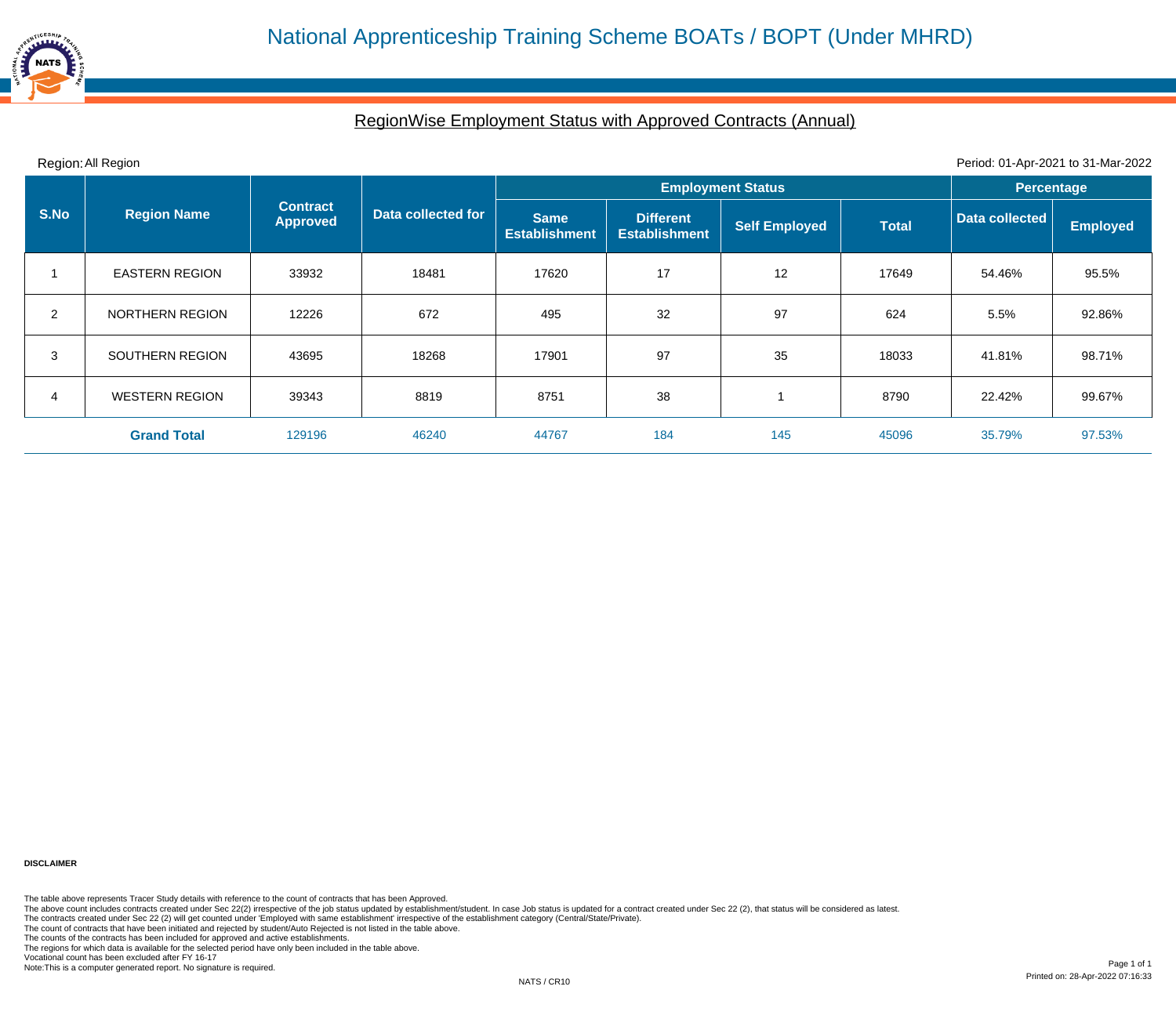# National Apprenticeship Training Scheme BOATs / BOPT (Under MHRD)

## RegionWise Employment Status with Approved Contracts (Annual)

Region: All Region

Period: 01-Apr-2021 to 31-Mar-2022

| S.No | Region Name | Contract Approved | Data collected for | Employment Status | | | | Percentage | |
|---|---|---|---|---|---|---|---|---|---|
| | | | | Same Establishment | Different Establishment | Self Employed | Total | Data collected | Employed |
| 1 | EASTERN REGION | 33932 | 18481 | 17620 | 17 | 12 | 17649 | 54.46% | 95.5% |
| 2 | NORTHERN REGION | 12226 | 672 | 495 | 32 | 97 | 624 | 5.5% | 92.86% |
| 3 | SOUTHERN REGION | 43695 | 18268 | 17901 | 97 | 35 | 18033 | 41.81% | 98.71% |
| 4 | WESTERN REGION | 39343 | 8819 | 8751 | 38 | 1 | 8790 | 22.42% | 99.67% |
| | **Grand Total** | 129196 | 46240 | 44767 | 184 | 145 | 45096 | 35.79% | 97.53% |

**DISCLAIMER**

The table above represents Tracer Study details with reference to the count of contracts that has been Approved.
The above count includes contracts created under Sec 22(2) irrespective of the job status updated by establishment/student. In case Job status is updated for a contract created under Sec 22 (2), that status will be considered as latest.
The contracts created under Sec 22 (2) will get counted under 'Employed with same establishment' irrespective of the establishment category (Central/State/Private).
The count of contracts that have been initiated and rejected by student/Auto Rejected is not listed in the table above.
The counts of the contracts has been included for approved and active establishments.
The regions for which data is available for the selected period have only been included in the table above.
Vocational count has been excluded after FY 16-17
Note:This is a computer generated report. No signature is required.

Printed on: 28-Apr-2022 07:16:33

NATS / CR10